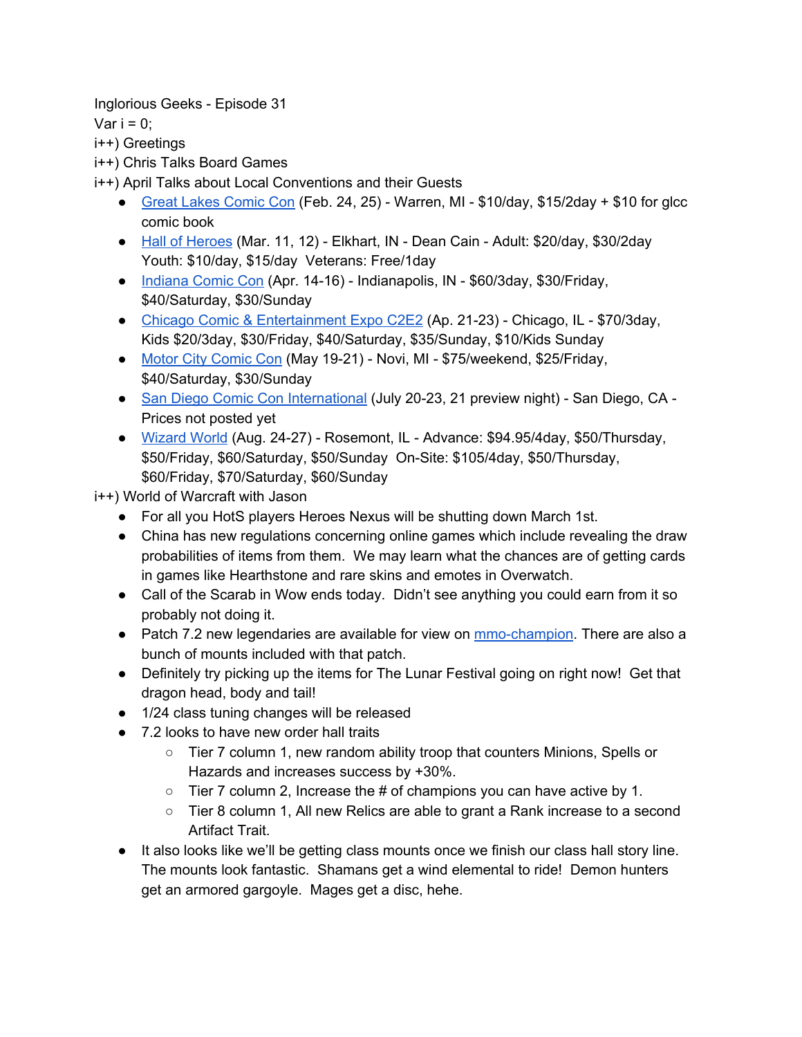Inglorious Geeks - Episode 31

Var i = 0;

i++) Greetings

i++) Chris Talks Board Games

i++) April Talks about Local Conventions and their Guests

- Great Lakes Comic Con (Feb. 24, 25) - Warren, MI - $10/day, $15/2day + $10 for glcc comic book
- Hall of Heroes (Mar. 11, 12) - Elkhart, IN - Dean Cain - Adult: $20/day, $30/2day Youth: $10/day, $15/day Veterans: Free/1day
- Indiana Comic Con (Apr. 14-16) - Indianapolis, IN - $60/3day, $30/Friday, $40/Saturday, $30/Sunday
- Chicago Comic & Entertainment Expo C2E2 (Ap. 21-23) - Chicago, IL - $70/3day, Kids $20/3day, $30/Friday, $40/Saturday, $35/Sunday, $10/Kids Sunday
- Motor City Comic Con (May 19-21) - Novi, MI - $75/weekend, $25/Friday, $40/Saturday, $30/Sunday
- San Diego Comic Con International (July 20-23, 21 preview night) - San Diego, CA - Prices not posted yet
- Wizard World (Aug. 24-27) - Rosemont, IL - Advance: $94.95/4day, $50/Thursday, $50/Friday, $60/Saturday, $50/Sunday On-Site: $105/4day, $50/Thursday, $60/Friday, $70/Saturday, $60/Sunday

i++) World of Warcraft with Jason

- For all you HotS players Heroes Nexus will be shutting down March 1st.
- China has new regulations concerning online games which include revealing the draw probabilities of items from them. We may learn what the chances are of getting cards in games like Hearthstone and rare skins and emotes in Overwatch.
- Call of the Scarab in Wow ends today. Didn't see anything you could earn from it so probably not doing it.
- Patch 7.2 new legendaries are available for view on mmo-champion. There are also a bunch of mounts included with that patch.
- Definitely try picking up the items for The Lunar Festival going on right now! Get that dragon head, body and tail!
- 1/24 class tuning changes will be released
- 7.2 looks to have new order hall traits
  - Tier 7 column 1, new random ability troop that counters Minions, Spells or Hazards and increases success by +30%.
  - Tier 7 column 2, Increase the # of champions you can have active by 1.
  - Tier 8 column 1, All new Relics are able to grant a Rank increase to a second Artifact Trait.
- It also looks like we'll be getting class mounts once we finish our class hall story line. The mounts look fantastic. Shamans get a wind elemental to ride! Demon hunters get an armored gargoyle. Mages get a disc, hehe.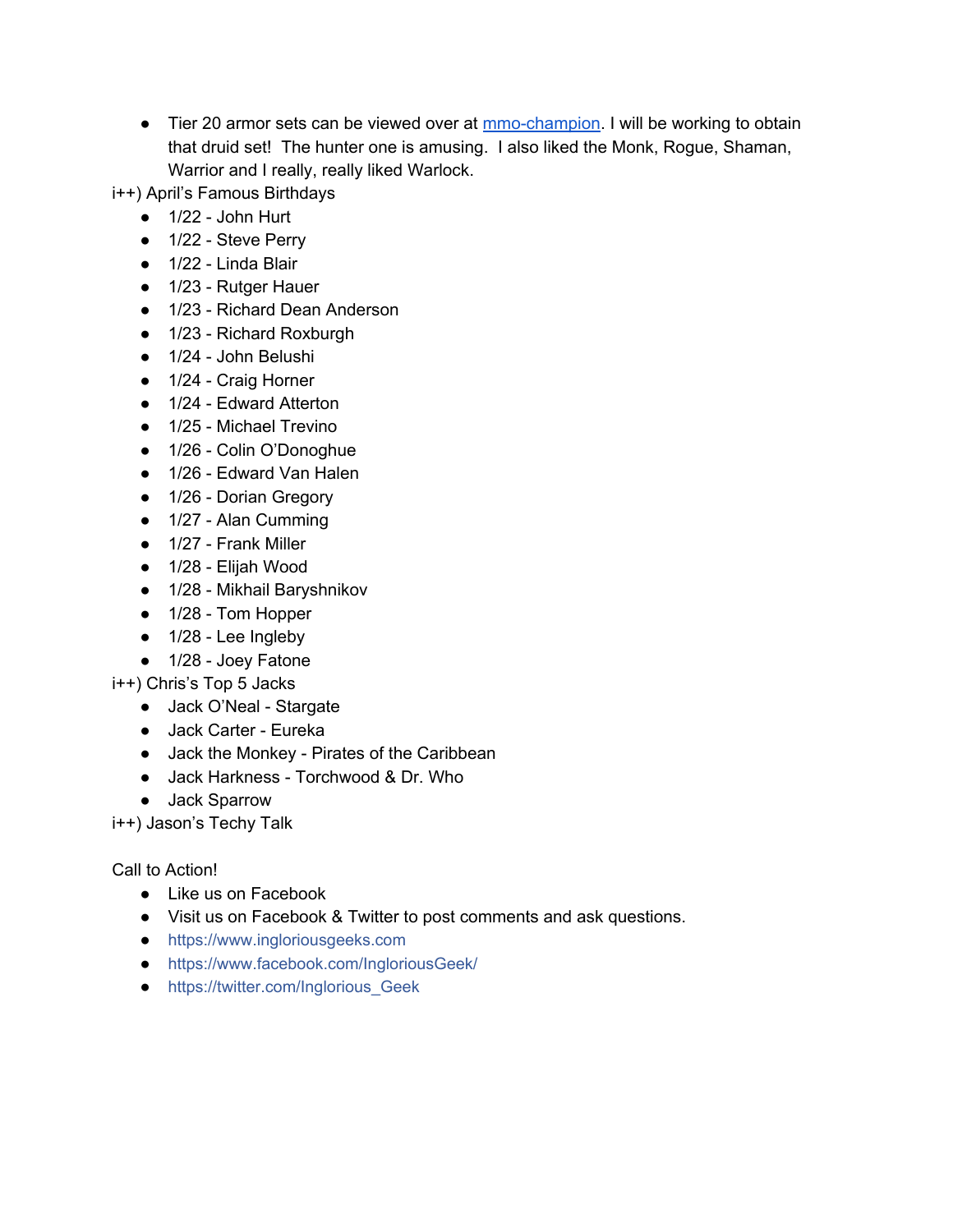- Tier 20 armor sets can be viewed over at [mmo-champion](mmo-champion). I will be working to obtain that druid set! The hunter one is amusing. I also liked the Monk, Rogue, Shaman, Warrior and I really, really liked Warlock.

i++) April's Famous Birthdays

- 1/22 - John Hurt
- 1/22 - Steve Perry
- 1/22 - Linda Blair
- 1/23 - Rutger Hauer
- 1/23 - Richard Dean Anderson
- 1/23 - Richard Roxburgh
- 1/24 - John Belushi
- 1/24 - Craig Horner
- 1/24 - Edward Atterton
- 1/25 - Michael Trevino
- 1/26 - Colin O'Donoghue
- 1/26 - Edward Van Halen
- 1/26 - Dorian Gregory
- 1/27 - Alan Cumming
- 1/27 - Frank Miller
- 1/28 - Elijah Wood
- 1/28 - Mikhail Baryshnikov
- 1/28 - Tom Hopper
- 1/28 - Lee Ingleby
- 1/28 - Joey Fatone

i++) Chris's Top 5 Jacks

- Jack O'Neal - Stargate
- Jack Carter - Eureka
- Jack the Monkey - Pirates of the Caribbean
- Jack Harkness - Torchwood & Dr. Who
- Jack Sparrow

i++) Jason's Techy Talk

Call to Action!

- Like us on Facebook
- Visit us on Facebook & Twitter to post comments and ask questions.
- https://www.ingloriousgeeks.com
- https://www.facebook.com/IngloriousGeek/
- https://twitter.com/Inglorious_Geek